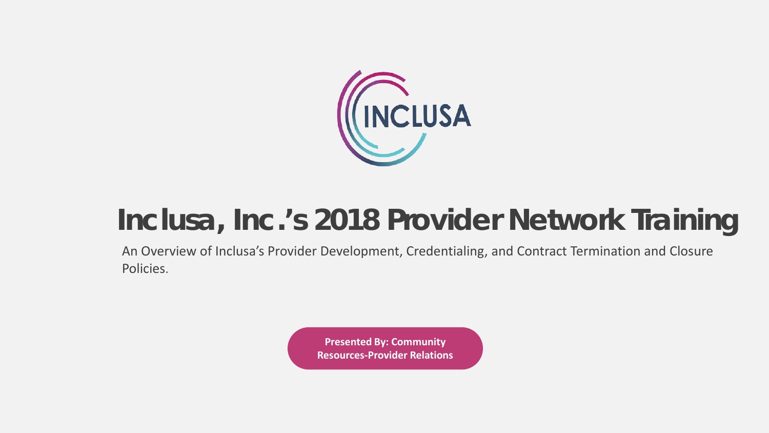INCLUSA

# Inclusa, Inc.'s 2018 Provider Network Training

An Overview of Inclusa's Provider Development, Credentialing, and Contract Termination and Closure Policies.

**Presented By: Community Resources-Provider Relations**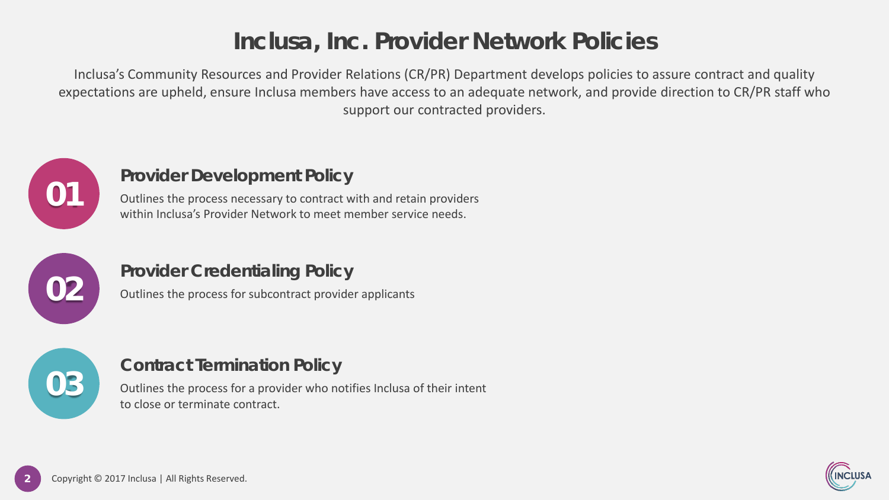# Inclusa, Inc. Provider Network Policies

Inclusa's Community Resources and Provider Relations (CR/PR) Department develops policies to assure contract and quality expectations are upheld, ensure Inclusa members have access to an adequate network, and provide direction to CR/PR staff who support our contracted providers.

## 01 Provider Development Policy

Outlines the process necessary to contract with and retain providers within Inclusa's Provider Network to meet member service needs.

## 02 Provider Credentialing Policy

Outlines the process for subcontract provider applicants

## 03 Contract Termination Policy

Outlines the process for a provider who notifies Inclusa of their intent to close or terminate contract.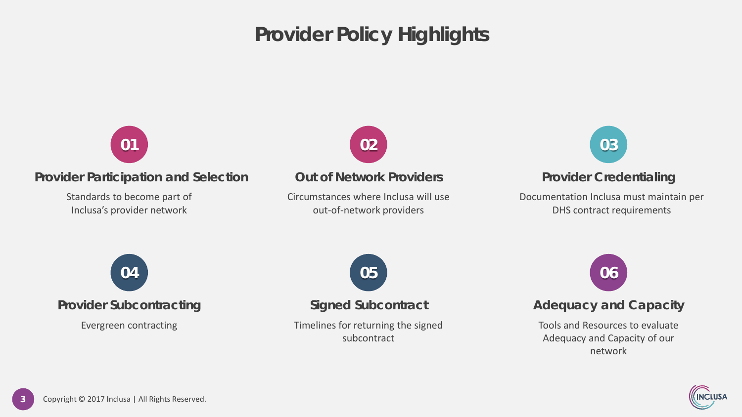# Provider Policy Highlights

### 01 Provider Participation and Selection

Standards to become part of Inclusa's provider network

### 02 Out of Network Providers

Circumstances where Inclusa will use out-of-network providers

### 03 Provider Credentialing

Documentation Inclusa must maintain per DHS contract requirements

### 04 Provider Subcontracting

Evergreen contracting

### 05 Signed Subcontract

Timelines for returning the signed subcontract

### 06 Adequacy and Capacity

Tools and Resources to evaluate Adequacy and Capacity of our network

Copyright © 2017 Inclusa | All Rights Reserved.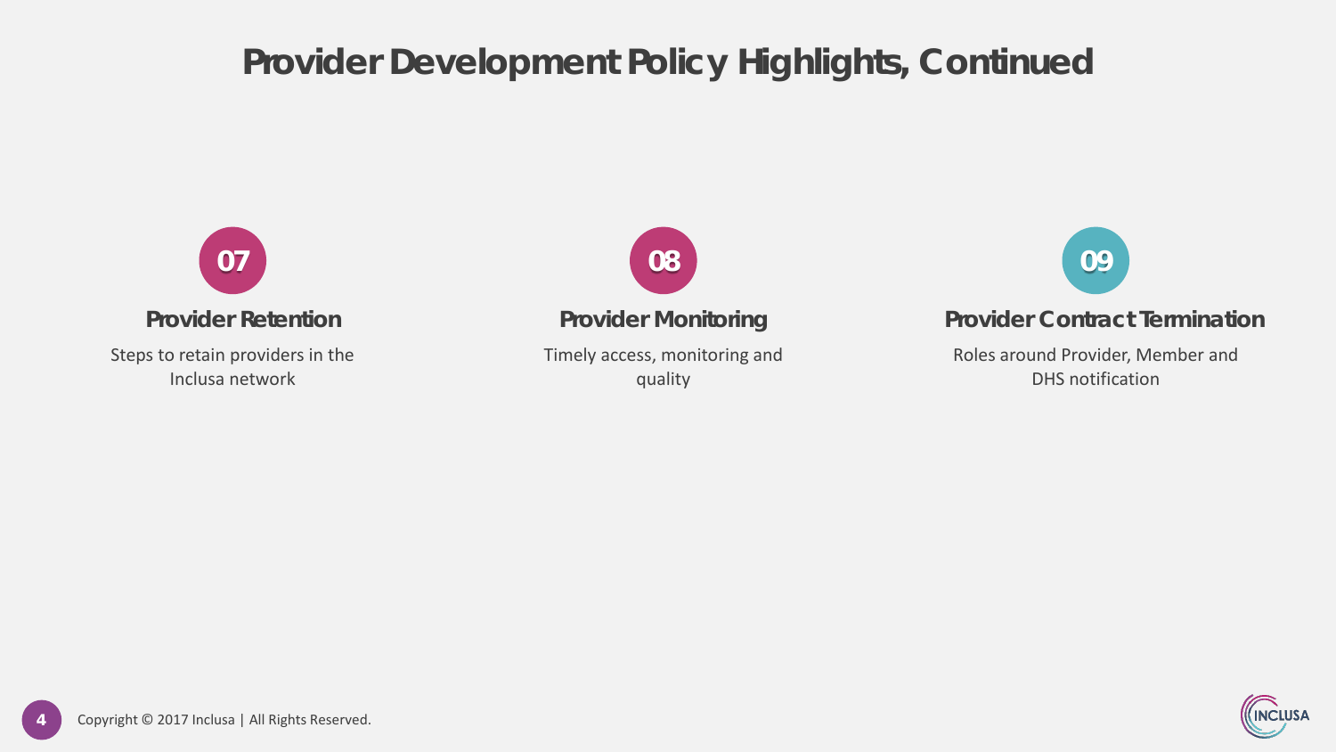# Provider Development Policy Highlights, Continued

## 07

### Provider Retention

Steps to retain providers in the Inclusa network

## 08

### Provider Monitoring

Timely access, monitoring and quality

## 09

### Provider Contract Termination

Roles around Provider, Member and DHS notification

Copyright © 2017 Inclusa | All Rights Reserved.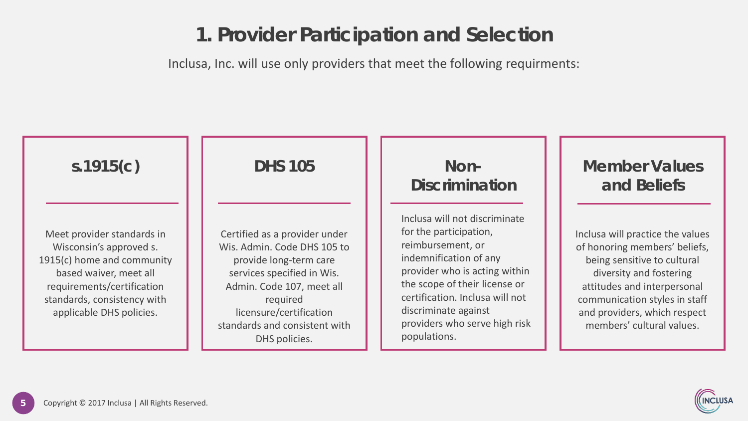# 1. Provider Participation and Selection

Inclusa, Inc. will use only providers that meet the following requirments:

### s.1915(c)

Meet provider standards in Wisconsin's approved s. 1915(c) home and community based waiver, meet all requirements/certification standards, consistency with applicable DHS policies.

### DHS 105

Certified as a provider under Wis. Admin. Code DHS 105 to provide long-term care services specified in Wis. Admin. Code 107, meet all required licensure/certification standards and consistent with DHS policies.

### Non-Discrimination

Inclusa will not discriminate for the participation, reimbursement, or indemnification of any provider who is acting within the scope of their license or certification. Inclusa will not discriminate against providers who serve high risk populations.

### Member Values and Beliefs

Inclusa will practice the values of honoring members' beliefs, being sensitive to cultural diversity and fostering attitudes and interpersonal communication styles in staff and providers, which respect members' cultural values.

Copyright © 2017 Inclusa | All Rights Reserved.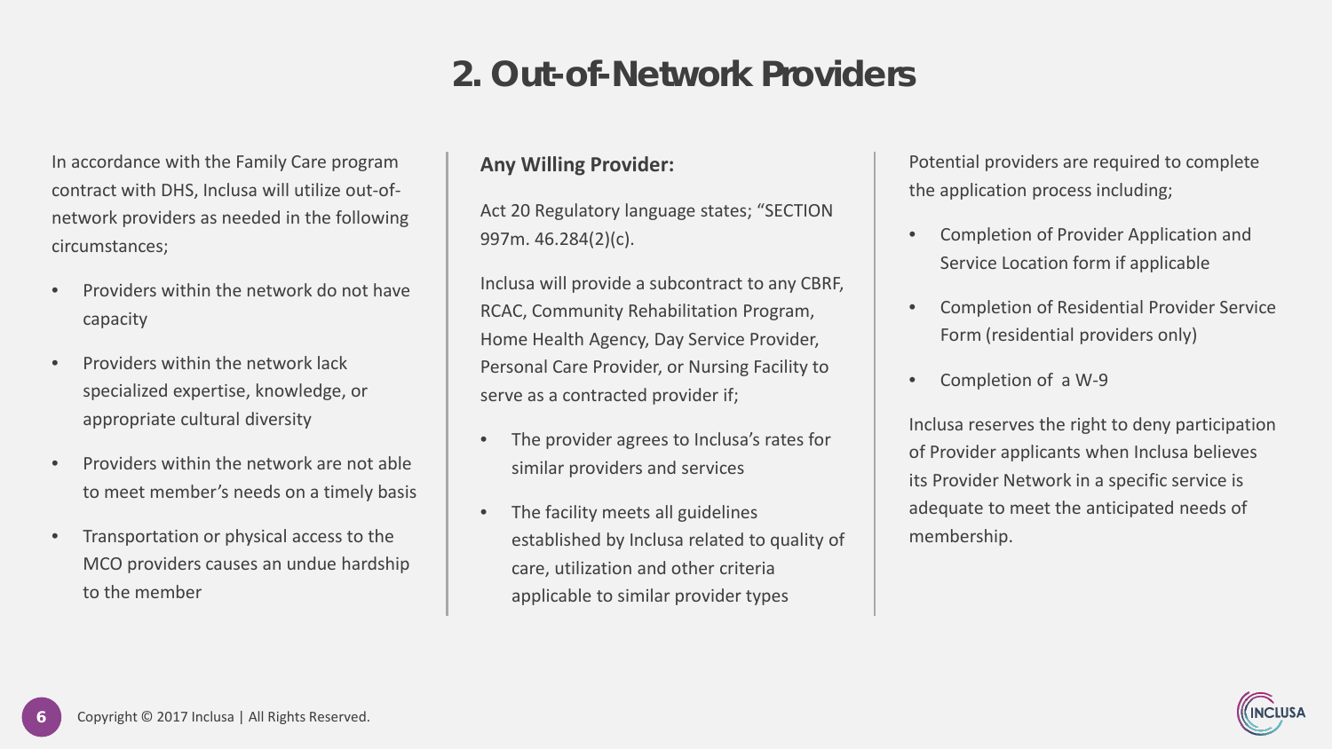# 2. Out-of-Network Providers

In accordance with the Family Care program contract with DHS, Inclusa will utilize out-of-network providers as needed in the following circumstances;

- Providers within the network do not have capacity
- Providers within the network lack specialized expertise, knowledge, or appropriate cultural diversity
- Providers within the network are not able to meet member's needs on a timely basis
- Transportation or physical access to the MCO providers causes an undue hardship to the member

**Any Willing Provider:**

Act 20 Regulatory language states; "SECTION 997m. 46.284(2)(c).

Inclusa will provide a subcontract to any CBRF, RCAC, Community Rehabilitation Program, Home Health Agency, Day Service Provider, Personal Care Provider, or Nursing Facility to serve as a contracted provider if;

- The provider agrees to Inclusa's rates for similar providers and services
- The facility meets all guidelines established by Inclusa related to quality of care, utilization and other criteria applicable to similar provider types

Potential providers are required to complete the application process including;

- Completion of Provider Application and Service Location form if applicable
- Completion of Residential Provider Service Form (residential providers only)
- Completion of a W-9

Inclusa reserves the right to deny participation of Provider applicants when Inclusa believes its Provider Network in a specific service is adequate to meet the anticipated needs of membership.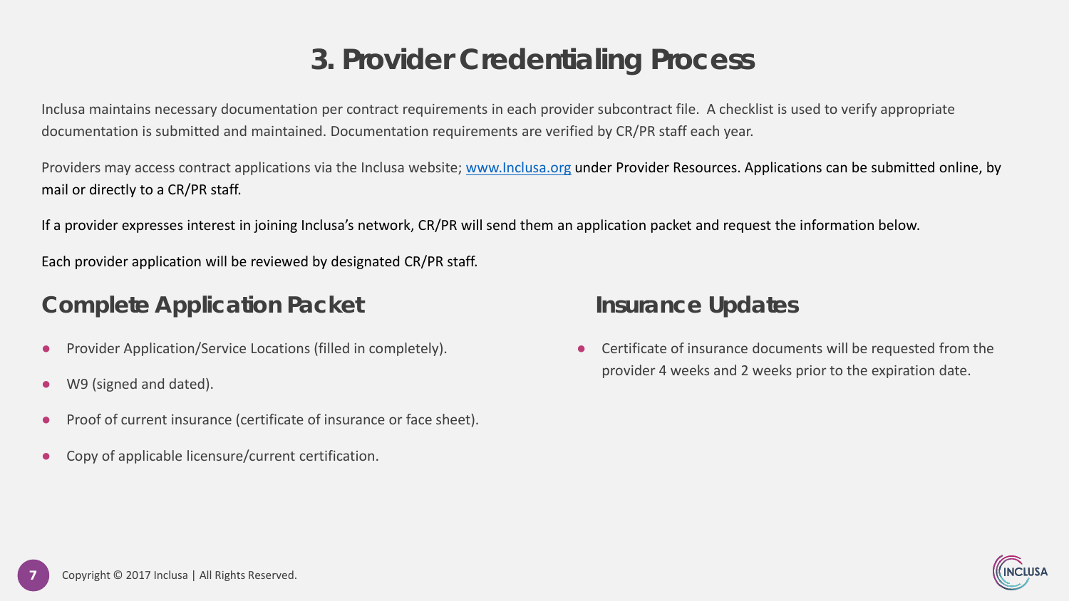# 3. Provider Credentialing Process

Inclusa maintains necessary documentation per contract requirements in each provider subcontract file. A checklist is used to verify appropriate documentation is submitted and maintained. Documentation requirements are verified by CR/PR staff each year.

Providers may access contract applications via the Inclusa website; www.Inclusa.org under Provider Resources. Applications can be submitted online, by mail or directly to a CR/PR staff.

If a provider expresses interest in joining Inclusa's network, CR/PR will send them an application packet and request the information below.

Each provider application will be reviewed by designated CR/PR staff.

## Complete Application Packet

- Provider Application/Service Locations (filled in completely).
- W9 (signed and dated).
- Proof of current insurance (certificate of insurance or face sheet).
- Copy of applicable licensure/current certification.

## Insurance Updates

- Certificate of insurance documents will be requested from the provider 4 weeks and 2 weeks prior to the expiration date.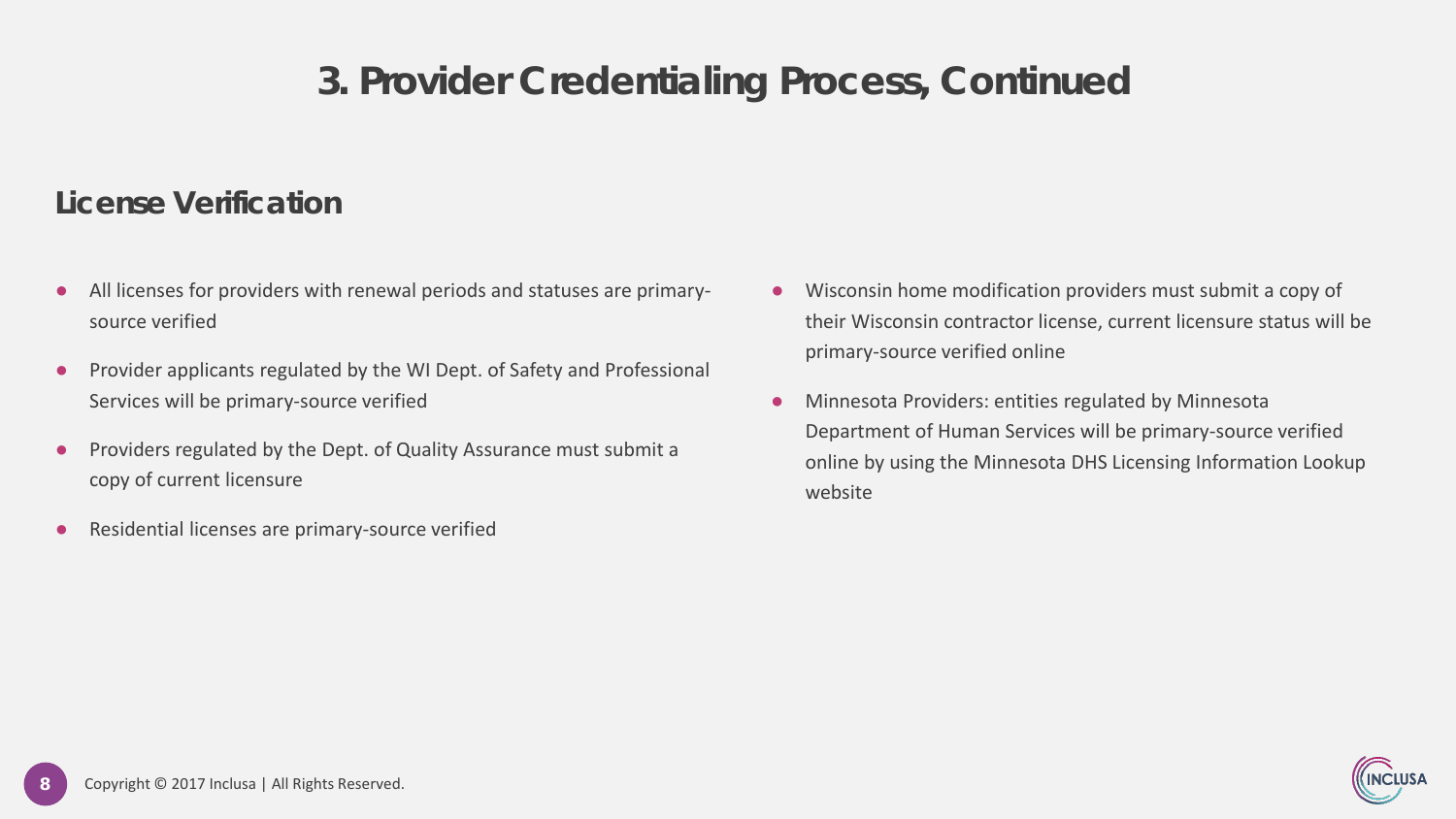# 3. Provider Credentialing Process, Continued

## License Verification

- All licenses for providers with renewal periods and statuses are primary-source verified
- Provider applicants regulated by the WI Dept. of Safety and Professional Services will be primary-source verified
- Providers regulated by the Dept. of Quality Assurance must submit a copy of current licensure
- Residential licenses are primary-source verified
- Wisconsin home modification providers must submit a copy of their Wisconsin contractor license, current licensure status will be primary-source verified online
- Minnesota Providers: entities regulated by Minnesota Department of Human Services will be primary-source verified online by using the Minnesota DHS Licensing Information Lookup website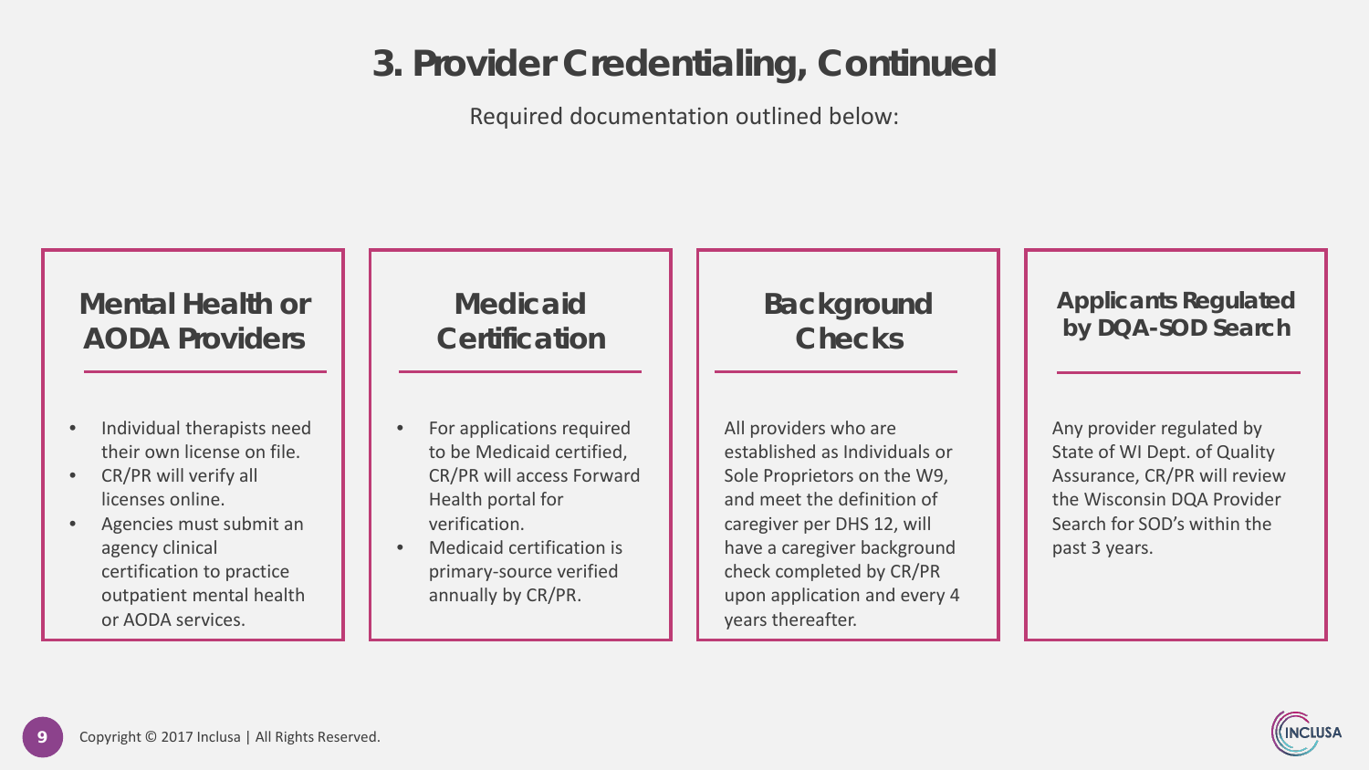# 3. Provider Credentialing, Continued

Required documentation outlined below:

## Mental Health or AODA Providers

- Individual therapists need their own license on file.
- CR/PR will verify all licenses online.
- Agencies must submit an agency clinical certification to practice outpatient mental health or AODA services.

## Medicaid Certification

- For applications required to be Medicaid certified, CR/PR will access Forward Health portal for verification.
- Medicaid certification is primary-source verified annually by CR/PR.

## Background Checks

All providers who are established as Individuals or Sole Proprietors on the W9, and meet the definition of caregiver per DHS 12, will have a caregiver background check completed by CR/PR upon application and every 4 years thereafter.

## Applicants Regulated by DQA-SOD Search

Any provider regulated by State of WI Dept. of Quality Assurance, CR/PR will review the Wisconsin DQA Provider Search for SOD's within the past 3 years.

Copyright © 2017 Inclusa | All Rights Reserved.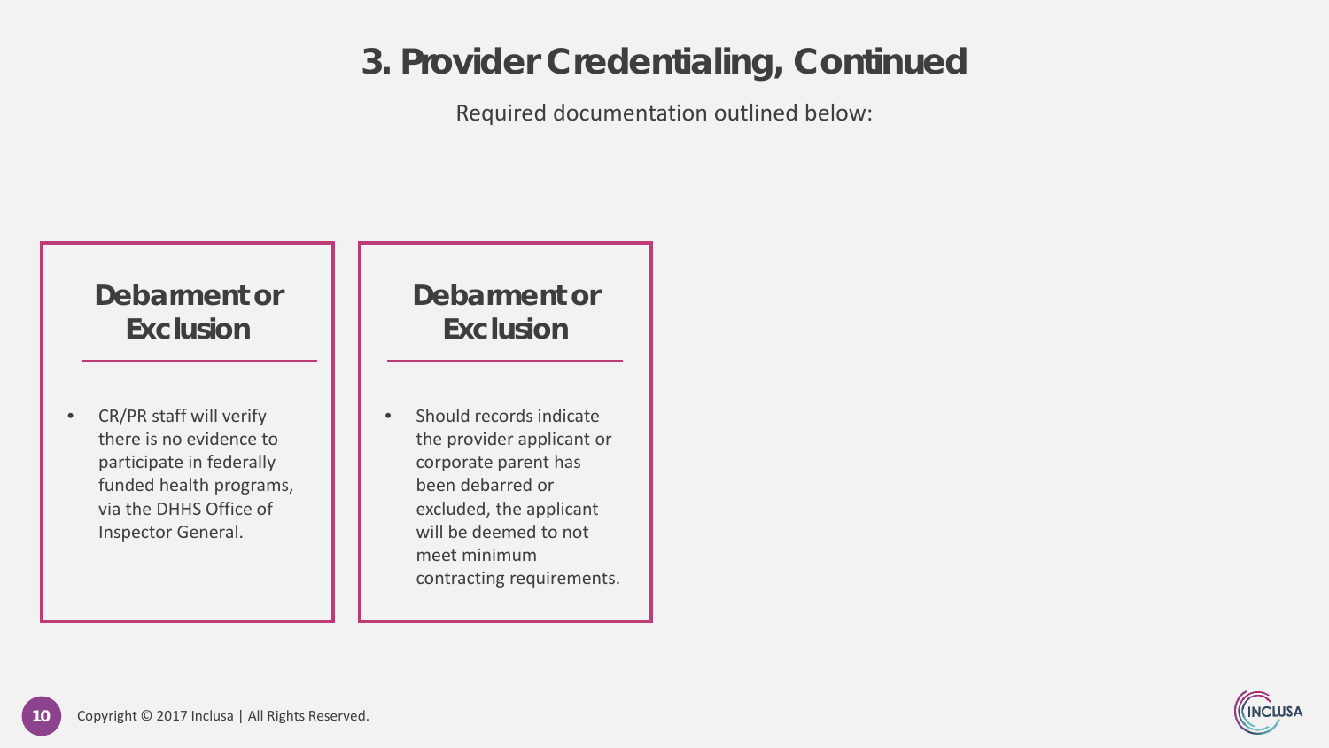# 3. Provider Credentialing, Continued

Required documentation outlined below:

## Debarment or Exclusion

- CR/PR staff will verify there is no evidence to participate in federally funded health programs, via the DHHS Office of Inspector General.

## Debarment or Exclusion

- Should records indicate the provider applicant or corporate parent has been debarred or excluded, the applicant will be deemed to not meet minimum contracting requirements.

Copyright © 2017 Inclusa | All Rights Reserved.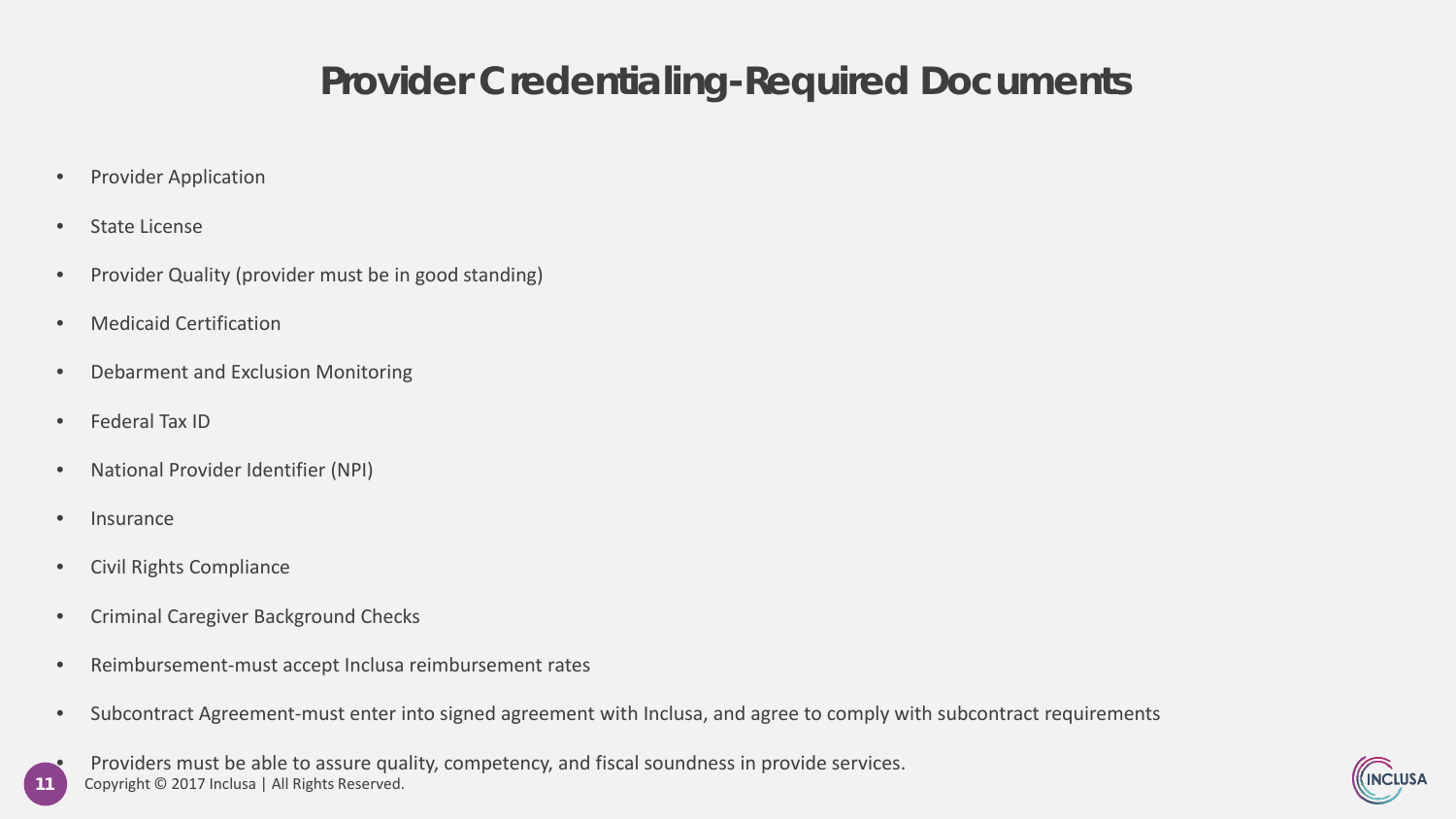# Provider Credentialing-Required Documents

- Provider Application
- State License
- Provider Quality (provider must be in good standing)
- Medicaid Certification
- Debarment and Exclusion Monitoring
- Federal Tax ID
- National Provider Identifier (NPI)
- Insurance
- Civil Rights Compliance
- Criminal Caregiver Background Checks
- Reimbursement-must accept Inclusa reimbursement rates
- Subcontract Agreement-must enter into signed agreement with Inclusa, and agree to comply with subcontract requirements
- Providers must be able to assure quality, competency, and fiscal soundness in provide services.

Copyright © 2017 Inclusa | All Rights Reserved.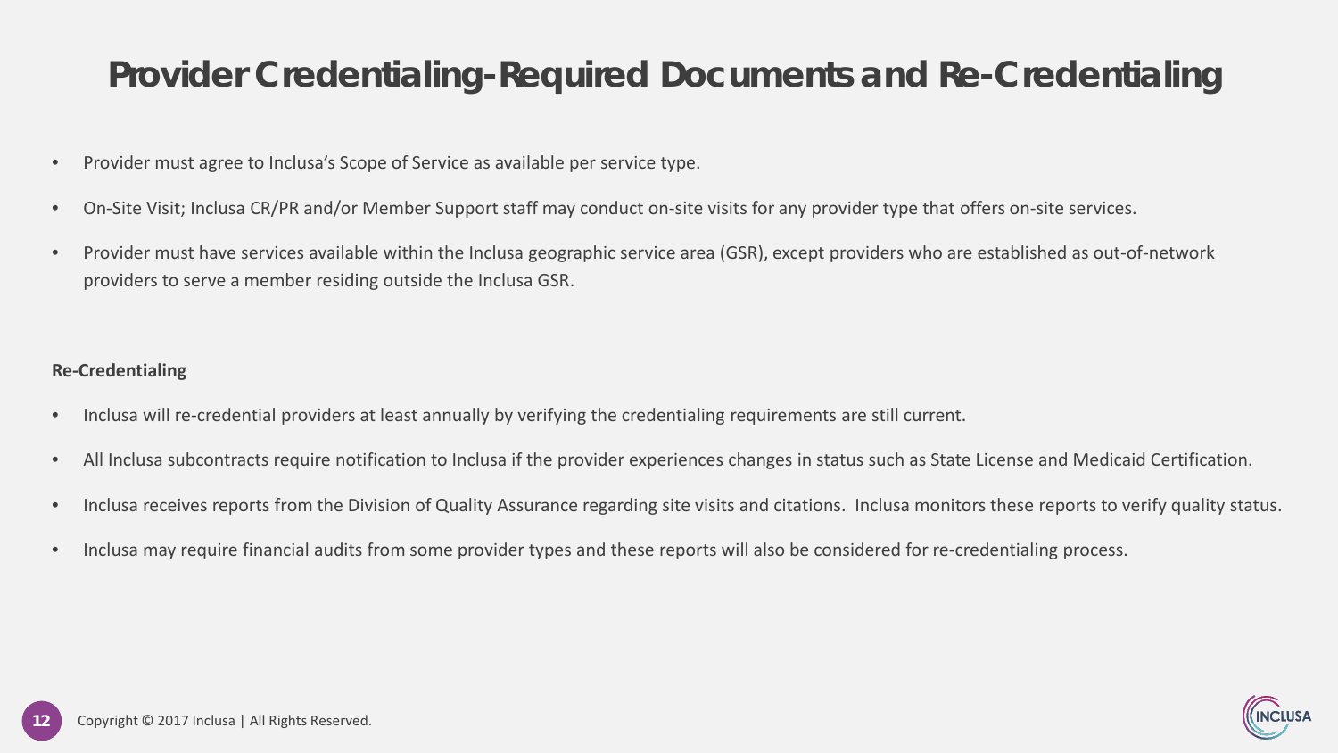# Provider Credentialing-Required Documents and Re-Credentialing

- Provider must agree to Inclusa's Scope of Service as available per service type.
- On-Site Visit; Inclusa CR/PR and/or Member Support staff may conduct on-site visits for any provider type that offers on-site services.
- Provider must have services available within the Inclusa geographic service area (GSR), except providers who are established as out-of-network providers to serve a member residing outside the Inclusa GSR.

**Re-Credentialing**

- Inclusa will re-credential providers at least annually by verifying the credentialing requirements are still current.
- All Inclusa subcontracts require notification to Inclusa if the provider experiences changes in status such as State License and Medicaid Certification.
- Inclusa receives reports from the Division of Quality Assurance regarding site visits and citations. Inclusa monitors these reports to verify quality status.
- Inclusa may require financial audits from some provider types and these reports will also be considered for re-credentialing process.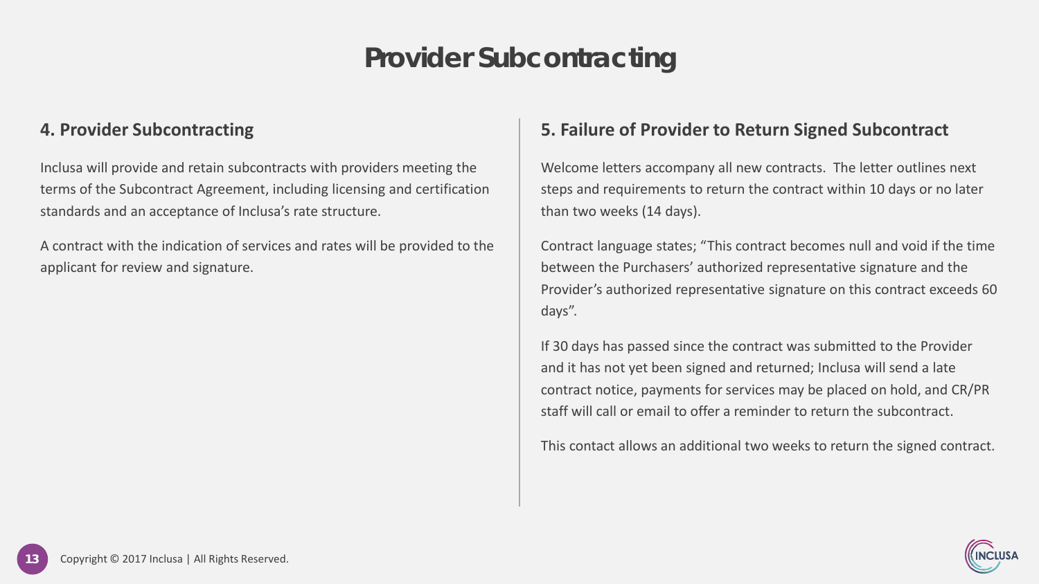# Provider Subcontracting

## 4. Provider Subcontracting

Inclusa will provide and retain subcontracts with providers meeting the terms of the Subcontract Agreement, including licensing and certification standards and an acceptance of Inclusa's rate structure.

A contract with the indication of services and rates will be provided to the applicant for review and signature.

## 5. Failure of Provider to Return Signed Subcontract

Welcome letters accompany all new contracts. The letter outlines next steps and requirements to return the contract within 10 days or no later than two weeks (14 days).

Contract language states; "This contract becomes null and void if the time between the Purchasers' authorized representative signature and the Provider's authorized representative signature on this contract exceeds 60 days".

If 30 days has passed since the contract was submitted to the Provider and it has not yet been signed and returned; Inclusa will send a late contract notice, payments for services may be placed on hold, and CR/PR staff will call or email to offer a reminder to return the subcontract.

This contact allows an additional two weeks to return the signed contract.

Copyright © 2017 Inclusa | All Rights Reserved.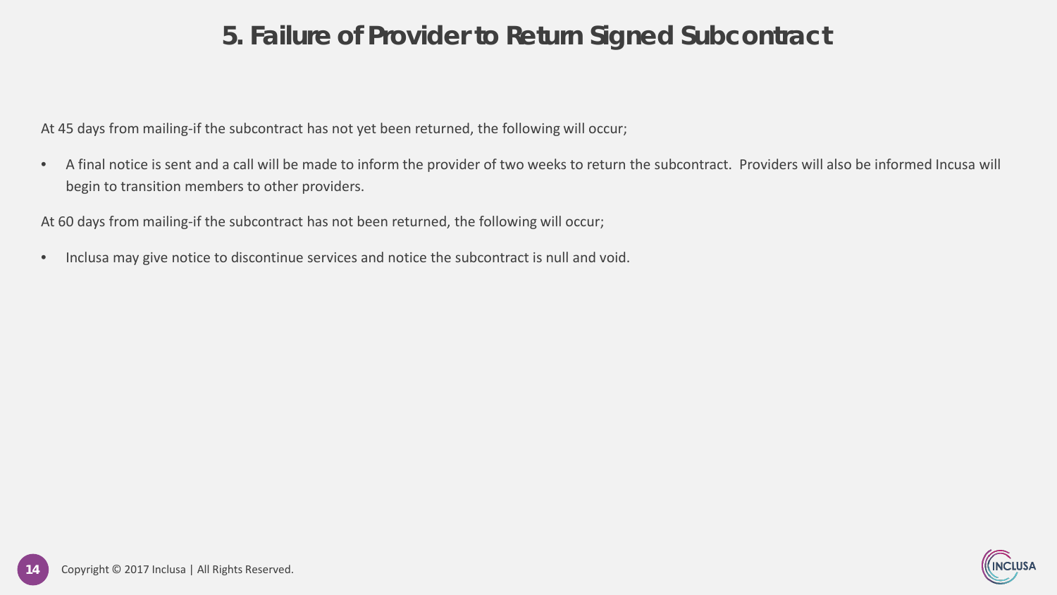# 5. Failure of Provider to Return Signed Subcontract

At 45 days from mailing-if the subcontract has not yet been returned, the following will occur;

- A final notice is sent and a call will be made to inform the provider of two weeks to return the subcontract. Providers will also be informed Incusa will begin to transition members to other providers.

At 60 days from mailing-if the subcontract has not been returned, the following will occur;

- Inclusa may give notice to discontinue services and notice the subcontract is null and void.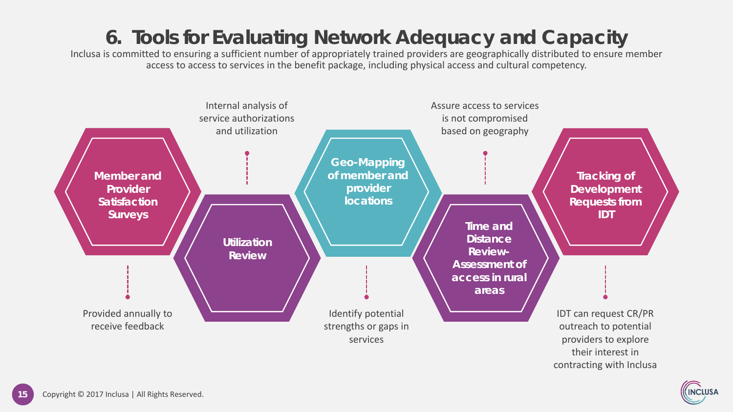# 6. Tools for Evaluating Network Adequacy and Capacity

Inclusa is committed to ensuring a sufficient number of appropriately trained providers are geographically distributed to ensure member access to access to services in the benefit package, including physical access and cultural competency.

**Member and Provider Satisfaction Surveys**

Provided annually to receive feedback

**Utilization Review**

Internal analysis of service authorizations and utilization

**Geo-Mapping of member and provider locations**

Identify potential strengths or gaps in services

**Time and Distance Review- Assessment of access in rural areas**

Assure access to services is not compromised based on geography

**Tracking of Development Requests from IDT**

IDT can request CR/PR outreach to potential providers to explore their interest in contracting with Inclusa

Copyright © 2017 Inclusa | All Rights Reserved.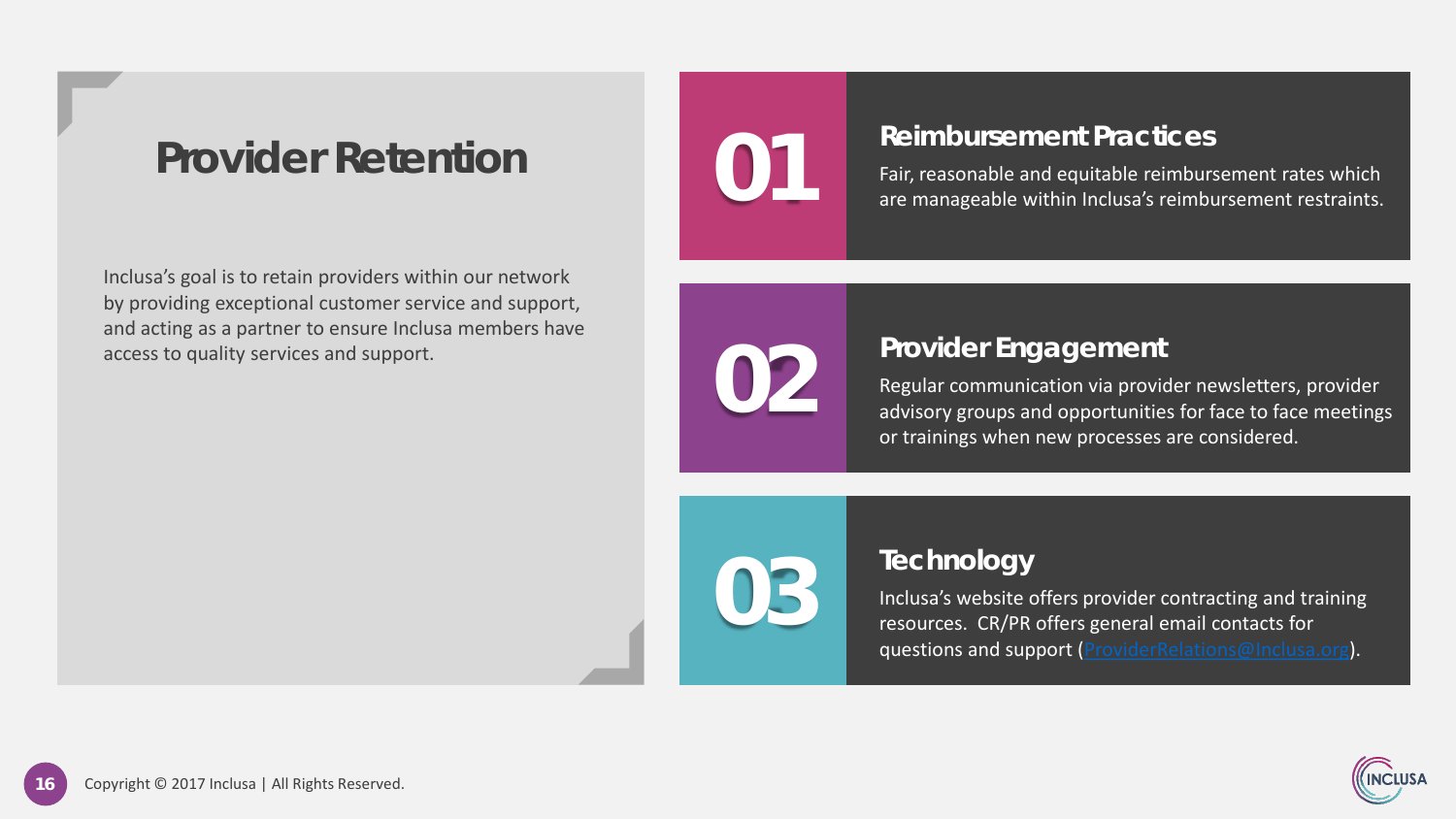# Provider Retention

Inclusa's goal is to retain providers within our network by providing exceptional customer service and support, and acting as a partner to ensure Inclusa members have access to quality services and support.

## 01 Reimbursement Practices

Fair, reasonable and equitable reimbursement rates which are manageable within Inclusa's reimbursement restraints.

## 02 Provider Engagement

Regular communication via provider newsletters, provider advisory groups and opportunities for face to face meetings or trainings when new processes are considered.

## 03 Technology

Inclusa's website offers provider contracting and training resources. CR/PR offers general email contacts for questions and support (ProviderRelations@Inclusa.org).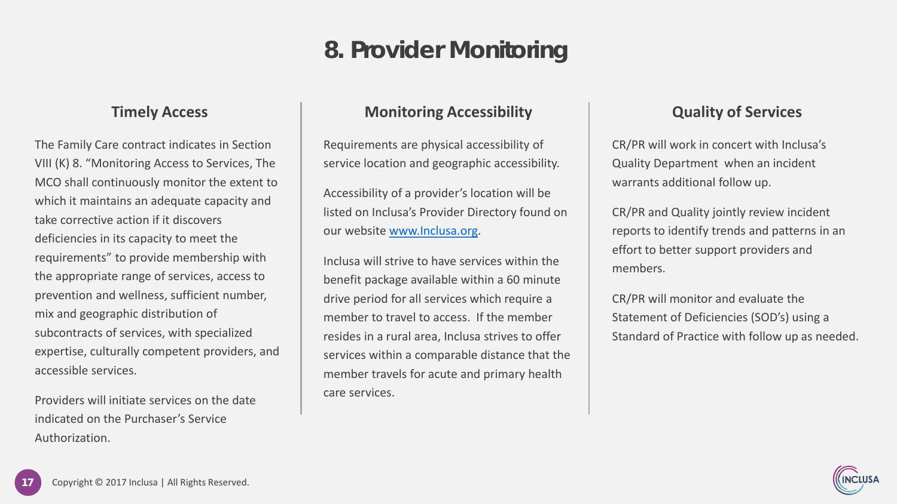# 8. Provider Monitoring

## Timely Access

The Family Care contract indicates in Section VIII (K) 8. "Monitoring Access to Services, The MCO shall continuously monitor the extent to which it maintains an adequate capacity and take corrective action if it discovers deficiencies in its capacity to meet the requirements" to provide membership with the appropriate range of services, access to prevention and wellness, sufficient number, mix and geographic distribution of subcontracts of services, with specialized expertise, culturally competent providers, and accessible services.

Providers will initiate services on the date indicated on the Purchaser's Service Authorization.

## Monitoring Accessibility

Requirements are physical accessibility of service location and geographic accessibility.

Accessibility of a provider's location will be listed on Inclusa's Provider Directory found on our website [www.Inclusa.org](http://www.Inclusa.org).

Inclusa will strive to have services within the benefit package available within a 60 minute drive period for all services which require a member to travel to access. If the member resides in a rural area, Inclusa strives to offer services within a comparable distance that the member travels for acute and primary health care services.

## Quality of Services

CR/PR will work in concert with Inclusa's Quality Department when an incident warrants additional follow up.

CR/PR and Quality jointly review incident reports to identify trends and patterns in an effort to better support providers and members.

CR/PR will monitor and evaluate the Statement of Deficiencies (SOD's) using a Standard of Practice with follow up as needed.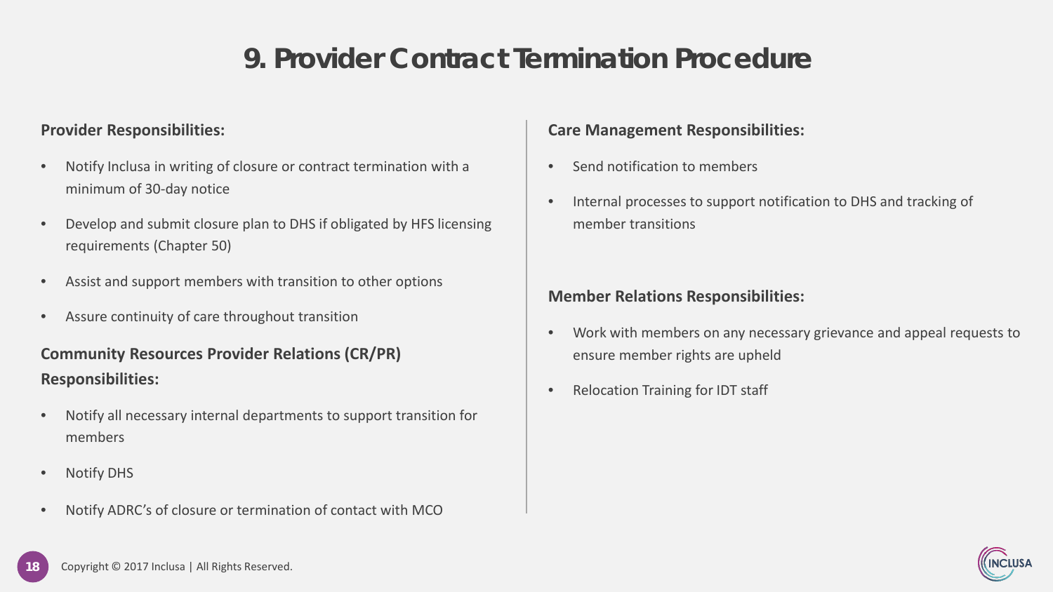# 9. Provider Contract Termination Procedure

**Provider Responsibilities:**

- Notify Inclusa in writing of closure or contract termination with a minimum of 30-day notice
- Develop and submit closure plan to DHS if obligated by HFS licensing requirements (Chapter 50)
- Assist and support members with transition to other options
- Assure continuity of care throughout transition

**Community Resources Provider Relations (CR/PR) Responsibilities:**

- Notify all necessary internal departments to support transition for members
- Notify DHS
- Notify ADRC's of closure or termination of contact with MCO

**Care Management Responsibilities:**

- Send notification to members
- Internal processes to support notification to DHS and tracking of member transitions

**Member Relations Responsibilities:**

- Work with members on any necessary grievance and appeal requests to ensure member rights are upheld
- Relocation Training for IDT staff

Copyright © 2017 Inclusa | All Rights Reserved.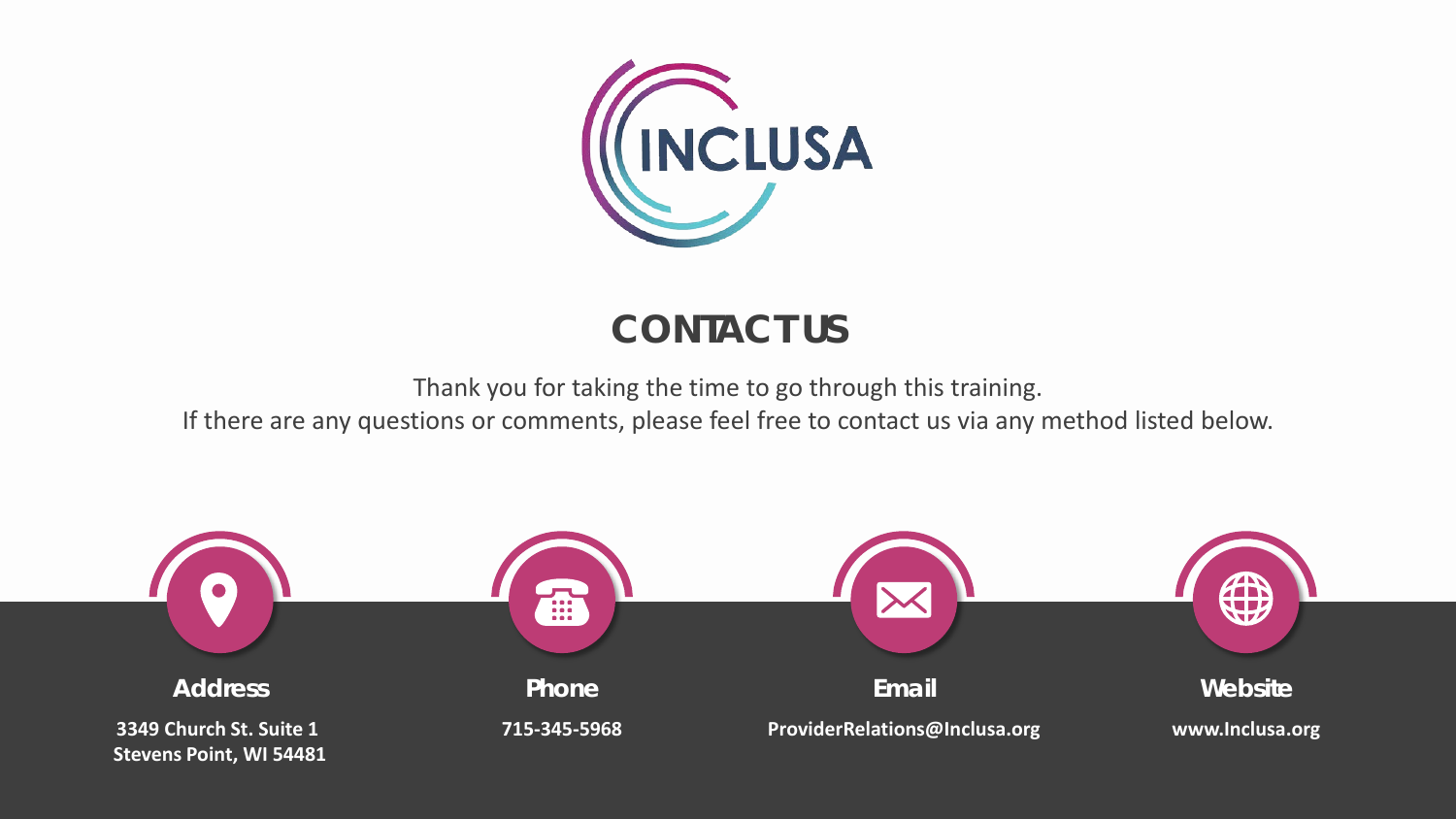INCLUSA

# CONTACT US

Thank you for taking the time to go through this training.
If there are any questions or comments, please feel free to contact us via any method listed below.

**Address**

**3349 Church St. Suite 1**
**Stevens Point, WI 54481**

**Phone**

**715-345-5968**

**Email**

**ProviderRelations@Inclusa.org**

**Website**

**www.Inclusa.org**